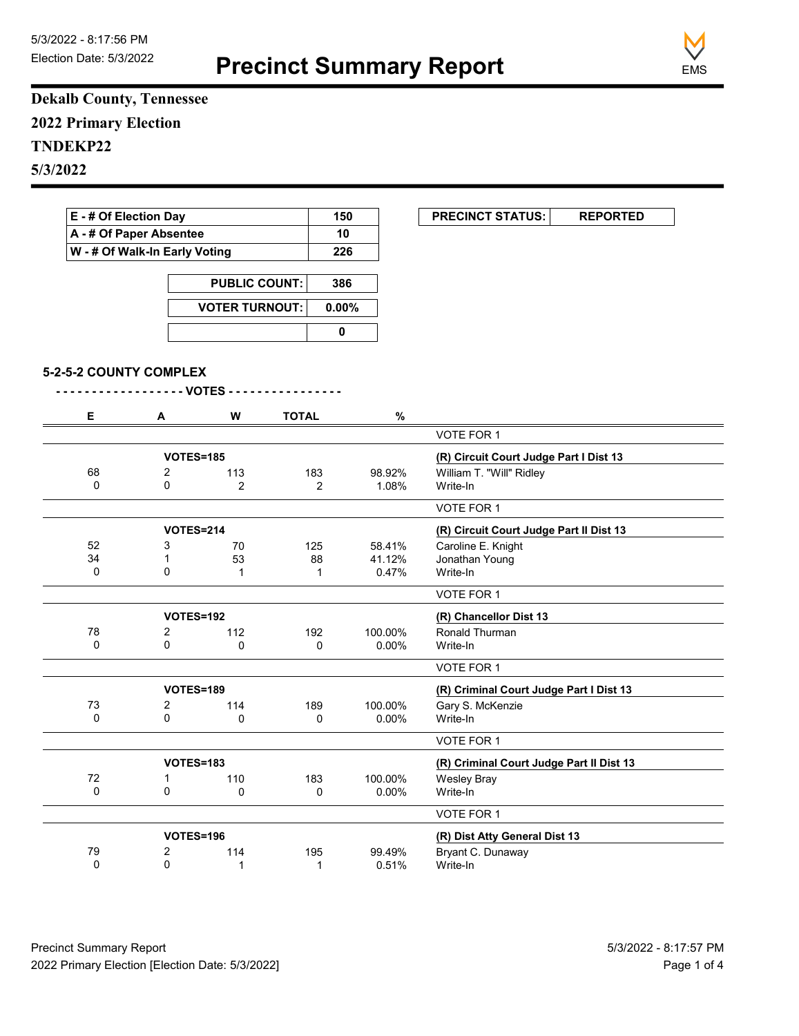5/3/2022 - 8:17:56 PM
Election Date: 5/3/2022

# Precinct Summary Report

**Dekalb County, Tennessee**

**2022 Primary Election**

**TNDEKP22**

**5/3/2022**

| E - # Of Election Day | 150 |
|---|---|
| A - # Of Paper Absentee | 10 |
| W - # Of Walk-In Early Voting | 226 |

| PUBLIC COUNT: | 386 |
|---|---|
| VOTER TURNOUT: | 0.00% |
| | 0 |

| PRECINCT STATUS: | REPORTED |
|---|---|

### 5-2-5-2 COUNTY COMPLEX

- - - - - - - - - - - - - - - - - - VOTES - - - - - - - - - - - - - - -

| E | A | W | TOTAL | % | |
|---|---|---|---|---|---|
| | | | | | VOTE FOR 1 |
| | VOTES=185 | | | | **(R) Circuit Court Judge Part I Dist 13** |
| 68 | 2 | 113 | 183 | 98.92% | William T. "Will" Ridley |
| 0 | 0 | 2 | 2 | 1.08% | Write-In |
| | | | | | VOTE FOR 1 |
| | VOTES=214 | | | | **(R) Circuit Court Judge Part II Dist 13** |
| 52 | 3 | 70 | 125 | 58.41% | Caroline E. Knight |
| 34 | 1 | 53 | 88 | 41.12% | Jonathan Young |
| 0 | 0 | 1 | 1 | 0.47% | Write-In |
| | | | | | VOTE FOR 1 |
| | VOTES=192 | | | | **(R) Chancellor Dist 13** |
| 78 | 2 | 112 | 192 | 100.00% | Ronald Thurman |
| 0 | 0 | 0 | 0 | 0.00% | Write-In |
| | | | | | VOTE FOR 1 |
| | VOTES=189 | | | | **(R) Criminal Court Judge Part I Dist 13** |
| 73 | 2 | 114 | 189 | 100.00% | Gary S. McKenzie |
| 0 | 0 | 0 | 0 | 0.00% | Write-In |
| | | | | | VOTE FOR 1 |
| | VOTES=183 | | | | **(R) Criminal Court Judge Part II Dist 13** |
| 72 | 1 | 110 | 183 | 100.00% | Wesley Bray |
| 0 | 0 | 0 | 0 | 0.00% | Write-In |
| | | | | | VOTE FOR 1 |
| | VOTES=196 | | | | **(R) Dist Atty General Dist 13** |
| 79 | 2 | 114 | 195 | 99.49% | Bryant C. Dunaway |
| 0 | 0 | 1 | 1 | 0.51% | Write-In |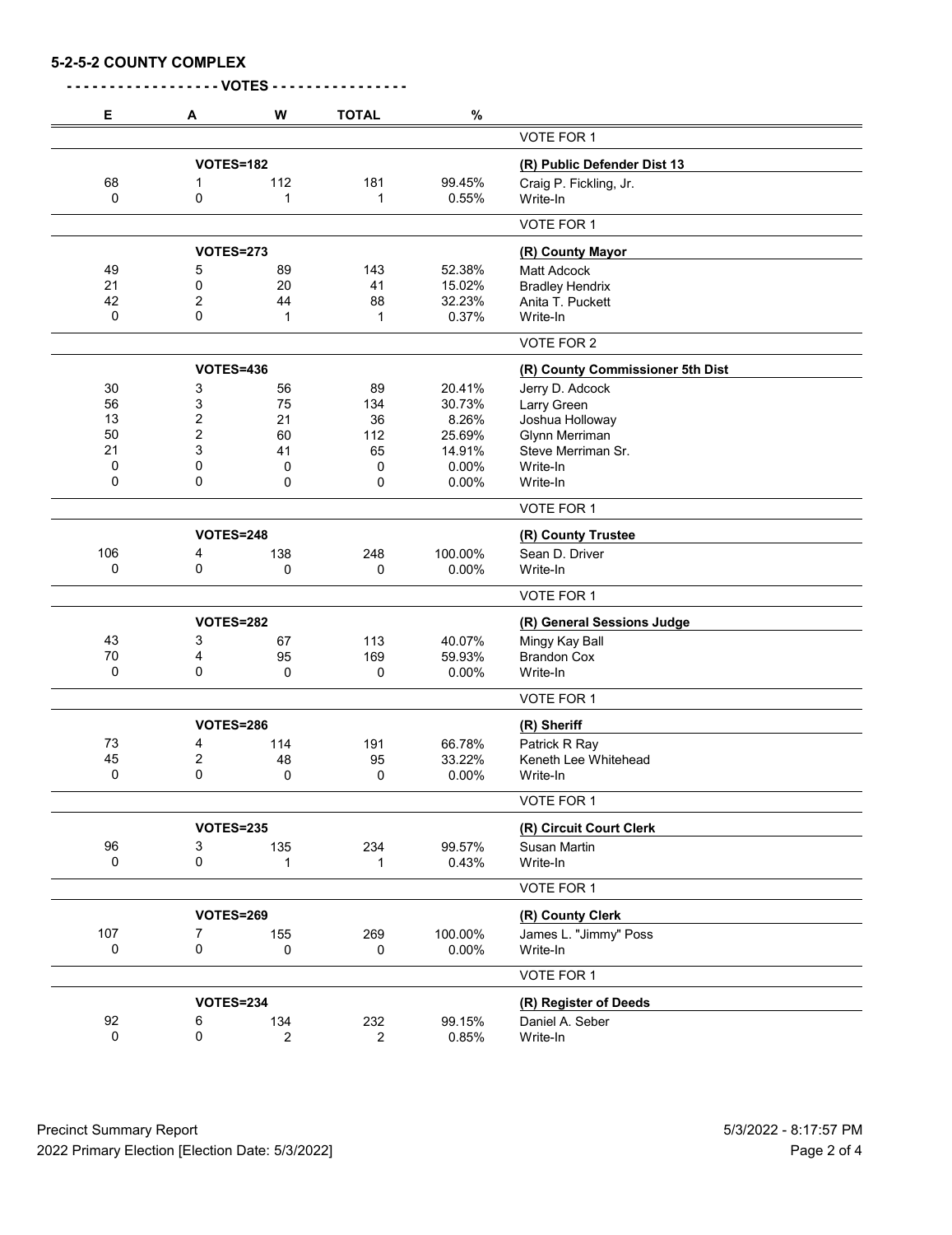## 5-2-5-2 COUNTY COMPLEX

**- - - - - - - - - - - - - - - - - - VOTES - - - - - - - - - - - - - - - -**

| E | A | W | TOTAL | % | |
|---|---|---|---|---|---|
| | | | | | VOTE FOR 1 |
| | VOTES=182 | | | | **(R) Public Defender Dist 13** |
| 68 | 1 | 112 | 181 | 99.45% | Craig P. Fickling, Jr. |
| 0 | 0 | 1 | 1 | 0.55% | Write-In |
| | | | | | VOTE FOR 1 |
| | VOTES=273 | | | | **(R) County Mayor** |
| 49 | 5 | 89 | 143 | 52.38% | Matt Adcock |
| 21 | 0 | 20 | 41 | 15.02% | Bradley Hendrix |
| 42 | 2 | 44 | 88 | 32.23% | Anita T. Puckett |
| 0 | 0 | 1 | 1 | 0.37% | Write-In |
| | | | | | VOTE FOR 2 |
| | VOTES=436 | | | | **(R) County Commissioner 5th Dist** |
| 30 | 3 | 56 | 89 | 20.41% | Jerry D. Adcock |
| 56 | 3 | 75 | 134 | 30.73% | Larry Green |
| 13 | 2 | 21 | 36 | 8.26% | Joshua Holloway |
| 50 | 2 | 60 | 112 | 25.69% | Glynn Merriman |
| 21 | 3 | 41 | 65 | 14.91% | Steve Merriman Sr. |
| 0 | 0 | 0 | 0 | 0.00% | Write-In |
| 0 | 0 | 0 | 0 | 0.00% | Write-In |
| | | | | | VOTE FOR 1 |
| | VOTES=248 | | | | **(R) County Trustee** |
| 106 | 4 | 138 | 248 | 100.00% | Sean D. Driver |
| 0 | 0 | 0 | 0 | 0.00% | Write-In |
| | | | | | VOTE FOR 1 |
| | VOTES=282 | | | | **(R) General Sessions Judge** |
| 43 | 3 | 67 | 113 | 40.07% | Mingy Kay Ball |
| 70 | 4 | 95 | 169 | 59.93% | Brandon Cox |
| 0 | 0 | 0 | 0 | 0.00% | Write-In |
| | | | | | VOTE FOR 1 |
| | VOTES=286 | | | | **(R) Sheriff** |
| 73 | 4 | 114 | 191 | 66.78% | Patrick R Ray |
| 45 | 2 | 48 | 95 | 33.22% | Keneth Lee Whitehead |
| 0 | 0 | 0 | 0 | 0.00% | Write-In |
| | | | | | VOTE FOR 1 |
| | VOTES=235 | | | | **(R) Circuit Court Clerk** |
| 96 | 3 | 135 | 234 | 99.57% | Susan Martin |
| 0 | 0 | 1 | 1 | 0.43% | Write-In |
| | | | | | VOTE FOR 1 |
| | VOTES=269 | | | | **(R) County Clerk** |
| 107 | 7 | 155 | 269 | 100.00% | James L. "Jimmy" Poss |
| 0 | 0 | 0 | 0 | 0.00% | Write-In |
| | | | | | VOTE FOR 1 |
| | VOTES=234 | | | | **(R) Register of Deeds** |
| 92 | 6 | 134 | 232 | 99.15% | Daniel A. Seber |
| 0 | 0 | 2 | 2 | 0.85% | Write-In |

Precinct Summary Report — 5/3/2022 - 8:17:57 PM
2022 Primary Election [Election Date: 5/3/2022]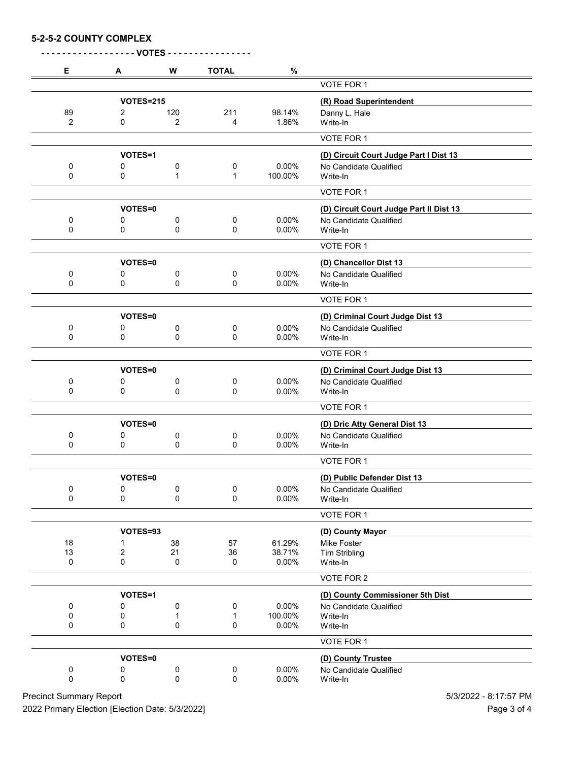## 5-2-5-2 COUNTY COMPLEX

**- - - - - - - - - - - - - - - - - - VOTES - - - - - - - - - - - - - - - -**

| E | A | W | TOTAL | % | |
|---|---|---|---|---|---|
| | | | | | VOTE FOR 1 |
| | VOTES=215 | | | | **(R) Road Superintendent** |
| 89 | 2 | 120 | 211 | 98.14% | Danny L. Hale |
| 2 | 0 | 2 | 4 | 1.86% | Write-In |
| | | | | | VOTE FOR 1 |
| | VOTES=1 | | | | **(D) Circuit Court Judge Part I Dist 13** |
| 0 | 0 | 0 | 0 | 0.00% | No Candidate Qualified |
| 0 | 0 | 1 | 1 | 100.00% | Write-In |
| | | | | | VOTE FOR 1 |
| | VOTES=0 | | | | **(D) Circuit Court Judge Part II Dist 13** |
| 0 | 0 | 0 | 0 | 0.00% | No Candidate Qualified |
| 0 | 0 | 0 | 0 | 0.00% | Write-In |
| | | | | | VOTE FOR 1 |
| | VOTES=0 | | | | **(D) Chancellor Dist 13** |
| 0 | 0 | 0 | 0 | 0.00% | No Candidate Qualified |
| 0 | 0 | 0 | 0 | 0.00% | Write-In |
| | | | | | VOTE FOR 1 |
| | VOTES=0 | | | | **(D) Criminal Court Judge Dist 13** |
| 0 | 0 | 0 | 0 | 0.00% | No Candidate Qualified |
| 0 | 0 | 0 | 0 | 0.00% | Write-In |
| | | | | | VOTE FOR 1 |
| | VOTES=0 | | | | **(D) Criminal Court Judge Dist 13** |
| 0 | 0 | 0 | 0 | 0.00% | No Candidate Qualified |
| 0 | 0 | 0 | 0 | 0.00% | Write-In |
| | | | | | VOTE FOR 1 |
| | VOTES=0 | | | | **(D) Dric Atty General Dist 13** |
| 0 | 0 | 0 | 0 | 0.00% | No Candidate Qualified |
| 0 | 0 | 0 | 0 | 0.00% | Write-In |
| | | | | | VOTE FOR 1 |
| | VOTES=0 | | | | **(D) Public Defender Dist 13** |
| 0 | 0 | 0 | 0 | 0.00% | No Candidate Qualified |
| 0 | 0 | 0 | 0 | 0.00% | Write-In |
| | | | | | VOTE FOR 1 |
| | VOTES=93 | | | | **(D) County Mayor** |
| 18 | 1 | 38 | 57 | 61.29% | Mike Foster |
| 13 | 2 | 21 | 36 | 38.71% | Tim Stribling |
| 0 | 0 | 0 | 0 | 0.00% | Write-In |
| | | | | | VOTE FOR 2 |
| | VOTES=1 | | | | **(D) County Commissioner 5th Dist** |
| 0 | 0 | 0 | 0 | 0.00% | No Candidate Qualified |
| 0 | 0 | 1 | 1 | 100.00% | Write-In |
| 0 | 0 | 0 | 0 | 0.00% | Write-In |
| | | | | | VOTE FOR 1 |
| | VOTES=0 | | | | **(D) County Trustee** |
| 0 | 0 | 0 | 0 | 0.00% | No Candidate Qualified |
| 0 | 0 | 0 | 0 | 0.00% | Write-In |

Precinct Summary Report — 5/3/2022 - 8:17:57 PM

2022 Primary Election [Election Date: 5/3/2022]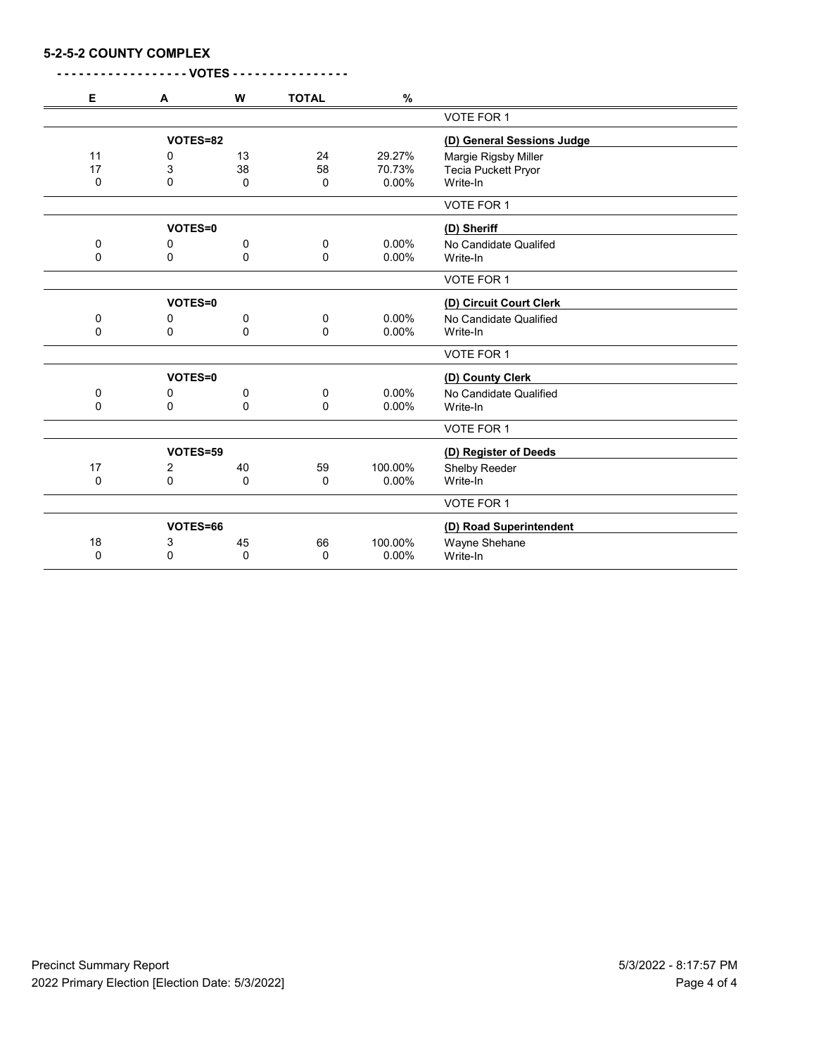**5-2-5-2 COUNTY COMPLEX**

**- - - - - - - - - - - - - - - - - VOTES - - - - - - - - - - - - - - -**

| E | A | W | TOTAL | % | |
|---|---|---|---|---|---|
| | | | | | VOTE FOR 1 |
| | VOTES=82 | | | | **(D) General Sessions Judge** |
| 11 | 0 | 13 | 24 | 29.27% | Margie Rigsby Miller |
| 17 | 3 | 38 | 58 | 70.73% | Tecia Puckett Pryor |
| 0 | 0 | 0 | 0 | 0.00% | Write-In |
| | | | | | VOTE FOR 1 |
| | VOTES=0 | | | | **(D) Sheriff** |
| 0 | 0 | 0 | 0 | 0.00% | No Candidate Qualifed |
| 0 | 0 | 0 | 0 | 0.00% | Write-In |
| | | | | | VOTE FOR 1 |
| | VOTES=0 | | | | **(D) Circuit Court Clerk** |
| 0 | 0 | 0 | 0 | 0.00% | No Candidate Qualified |
| 0 | 0 | 0 | 0 | 0.00% | Write-In |
| | | | | | VOTE FOR 1 |
| | VOTES=0 | | | | **(D) County Clerk** |
| 0 | 0 | 0 | 0 | 0.00% | No Candidate Qualified |
| 0 | 0 | 0 | 0 | 0.00% | Write-In |
| | | | | | VOTE FOR 1 |
| | VOTES=59 | | | | **(D) Register of Deeds** |
| 17 | 2 | 40 | 59 | 100.00% | Shelby Reeder |
| 0 | 0 | 0 | 0 | 0.00% | Write-In |
| | | | | | VOTE FOR 1 |
| | VOTES=66 | | | | **(D) Road Superintendent** |
| 18 | 3 | 45 | 66 | 100.00% | Wayne Shehane |
| 0 | 0 | 0 | 0 | 0.00% | Write-In |

Precinct Summary Report
2022 Primary Election [Election Date: 5/3/2022]

5/3/2022 - 8:17:57 PM